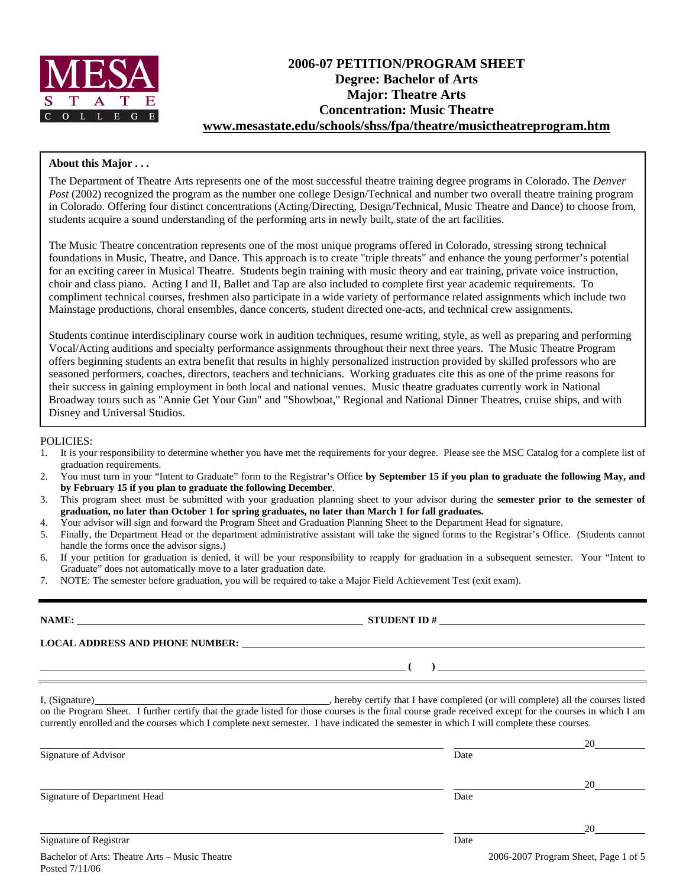# 2006-07 PETITION/PROGRAM SHEET

## Degree: Bachelor of Arts
## Major: Theatre Arts
## Concentration: Music Theatre

**www.mesastate.edu/schools/shss/fpa/theatre/musictheatreprogram.htm**

**About this Major . . .**

The Department of Theatre Arts represents one of the most successful theatre training degree programs in Colorado. The *Denver Post* (2002) recognized the program as the number one college Design/Technical and number two overall theatre training program in Colorado. Offering four distinct concentrations (Acting/Directing, Design/Technical, Music Theatre and Dance) to choose from, students acquire a sound understanding of the performing arts in newly built, state of the art facilities.

The Music Theatre concentration represents one of the most unique programs offered in Colorado, stressing strong technical foundations in Music, Theatre, and Dance. This approach is to create "triple threats" and enhance the young performer's potential for an exciting career in Musical Theatre. Students begin training with music theory and ear training, private voice instruction, choir and class piano. Acting I and II, Ballet and Tap are also included to complete first year academic requirements. To compliment technical courses, freshmen also participate in a wide variety of performance related assignments which include two Mainstage productions, choral ensembles, dance concerts, student directed one-acts, and technical crew assignments.

Students continue interdisciplinary course work in audition techniques, resume writing, style, as well as preparing and performing Vocal/Acting auditions and specialty performance assignments throughout their next three years. The Music Theatre Program offers beginning students an extra benefit that results in highly personalized instruction provided by skilled professors who are seasoned performers, coaches, directors, teachers and technicians. Working graduates cite this as one of the prime reasons for their success in gaining employment in both local and national venues. Music theatre graduates currently work in National Broadway tours such as "Annie Get Your Gun" and "Showboat," Regional and National Dinner Theatres, cruise ships, and with Disney and Universal Studios.

POLICIES:

1. It is your responsibility to determine whether you have met the requirements for your degree. Please see the MSC Catalog for a complete list of graduation requirements.
2. You must turn in your "Intent to Graduate" form to the Registrar's Office **by September 15 if you plan to graduate the following May, and by February 15 if you plan to graduate the following December**.
3. This program sheet must be submitted with your graduation planning sheet to your advisor during the **semester prior to the semester of graduation, no later than October 1 for spring graduates, no later than March 1 for fall graduates.**
4. Your advisor will sign and forward the Program Sheet and Graduation Planning Sheet to the Department Head for signature.
5. Finally, the Department Head or the department administrative assistant will take the signed forms to the Registrar's Office. (Students cannot handle the forms once the advisor signs.)
6. If your petition for graduation is denied, it will be your responsibility to reapply for graduation in a subsequent semester. Your "Intent to Graduate" does not automatically move to a later graduation date.
7. NOTE: The semester before graduation, you will be required to take a Major Field Achievement Test (exit exam).

---

**NAME:** ______________________________ **STUDENT ID #** ______________________________

**LOCAL ADDRESS AND PHONE NUMBER:** ______________________________

______________________________ **( )** ______________________________

I, (Signature)______________________________, hereby certify that I have completed (or will complete) all the courses listed on the Program Sheet. I further certify that the grade listed for those courses is the final course grade received except for the courses in which I am currently enrolled and the courses which I complete next semester. I have indicated the semester in which I will complete these courses.

______________________________ ____________________20________
Signature of Advisor Date

______________________________ ____________________20________
Signature of Department Head Date

______________________________ ____________________20________
Signature of Registrar Date

Bachelor of Arts: Theatre Arts – Music Theatre
Posted 7/11/06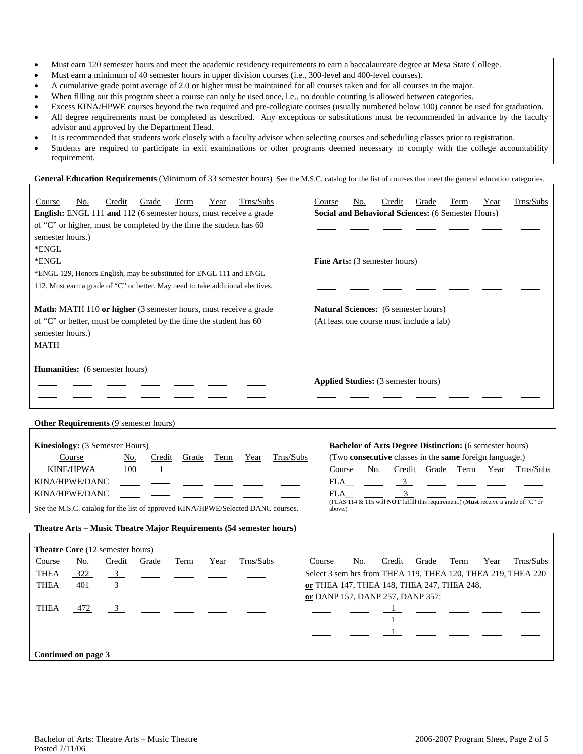- Must earn 120 semester hours and meet the academic residency requirements to earn a baccalaureate degree at Mesa State College.
- Must earn a minimum of 40 semester hours in upper division courses (i.e., 300-level and 400-level courses).
- A cumulative grade point average of 2.0 or higher must be maintained for all courses taken and for all courses in the major.
- When filling out this program sheet a course can only be used once, i.e., no double counting is allowed between categories.
- Excess KINA/HPWE courses beyond the two required and pre-collegiate courses (usually numbered below 100) cannot be used for graduation.
- All degree requirements must be completed as described. Any exceptions or substitutions must be recommended in advance by the faculty advisor and approved by the Department Head.
- It is recommended that students work closely with a faculty advisor when selecting courses and scheduling classes prior to registration.
- Students are required to participate in exit examinations or other programs deemed necessary to comply with the college accountability requirement.

**General Education Requirements** (Minimum of 33 semester hours) See the M.S.C. catalog for the list of courses that meet the general education categories.

**English:** ENGL 111 **and** 112 (6 semester hours, must receive a grade of "C" or higher, must be completed by the time the student has 60 semester hours.)

| Course | No. | Credit | Grade | Term | Year | Trns/Subs |
|---|---|---|---|---|---|---|
| *ENGL | | | | | | |
| *ENGL | | | | | | |

*ENGL 129, Honors English, may be substituted for ENGL 111 and ENGL 112. Must earn a grade of "C" or better. May need to take additional electives.

**Math:** MATH 110 **or higher** (3 semester hours, must receive a grade of "C" or better, must be completed by the time the student has 60 semester hours.)

| Course | No. | Credit | Grade | Term | Year | Trns/Subs |
|---|---|---|---|---|---|---|
| MATH | | | | | | |

**Humanities:** (6 semester hours)

| Course | No. | Credit | Grade | Term | Year | Trns/Subs |
|---|---|---|---|---|---|---|
| | | | | | | |
| | | | | | | |

**Social and Behavioral Sciences:** (6 Semester Hours)

| Course | No. | Credit | Grade | Term | Year | Trns/Subs |
|---|---|---|---|---|---|---|
| | | | | | | |
| | | | | | | |

**Fine Arts:** (3 semester hours)

| Course | No. | Credit | Grade | Term | Year | Trns/Subs |
|---|---|---|---|---|---|---|
| | | | | | | |
| | | | | | | |

**Natural Sciences:** (6 semester hours)
(At least one course must include a lab)

| Course | No. | Credit | Grade | Term | Year | Trns/Subs |
|---|---|---|---|---|---|---|
| | | | | | | |
| | | | | | | |
| | | | | | | |

**Applied Studies:** (3 semester hours)

| Course | No. | Credit | Grade | Term | Year | Trns/Subs |
|---|---|---|---|---|---|---|
| | | | | | | |

**Other Requirements** (9 semester hours)

**Kinesiology:** (3 Semester Hours)

| Course | No. | Credit | Grade | Term | Year | Trns/Subs |
|---|---|---|---|---|---|---|
| KINE/HPWA | 100 | 1 | | | | |
| KINA/HPWE/DANC | | | | | | |
| KINA/HPWE/DANC | | | | | | |

See the M.S.C. catalog for the list of approved KINA/HPWE/Selected DANC courses.

**Bachelor of Arts Degree Distinction:** (6 semester hours)
(Two **consecutive** classes in the **same** foreign language.)

| Course | No. | Credit | Grade | Term | Year | Trns/Subs |
|---|---|---|---|---|---|---|
| FLA__ | | 3 | | | | |
| FLA__ | | 3 | | | | |

(FLAS 114 & 115 will **NOT** fulfill this requirement.) (**Must** receive a grade of "C" or above.)

**Theatre Arts – Music Theatre Major Requirements (54 semester hours)**

**Theatre Core** (12 semester hours)

| Course | No. | Credit | Grade | Term | Year | Trns/Subs |
|---|---|---|---|---|---|---|
| THEA | 322 | 3 | | | | |
| THEA | 401 | 3 | | | | |
| THEA | 472 | 3 | | | | |

Select 3 sem hrs from THEA 119, THEA 120, THEA 219, THEA 220 **or** THEA 147, THEA 148, THEA 247, THEA 248, **or** DANP 157, DANP 257, DANP 357:

| Course | No. | Credit | Grade | Term | Year | Trns/Subs |
|---|---|---|---|---|---|---|
| | | 1 | | | | |
| | | 1 | | | | |
| | | 1 | | | | |

**Continued on page 3**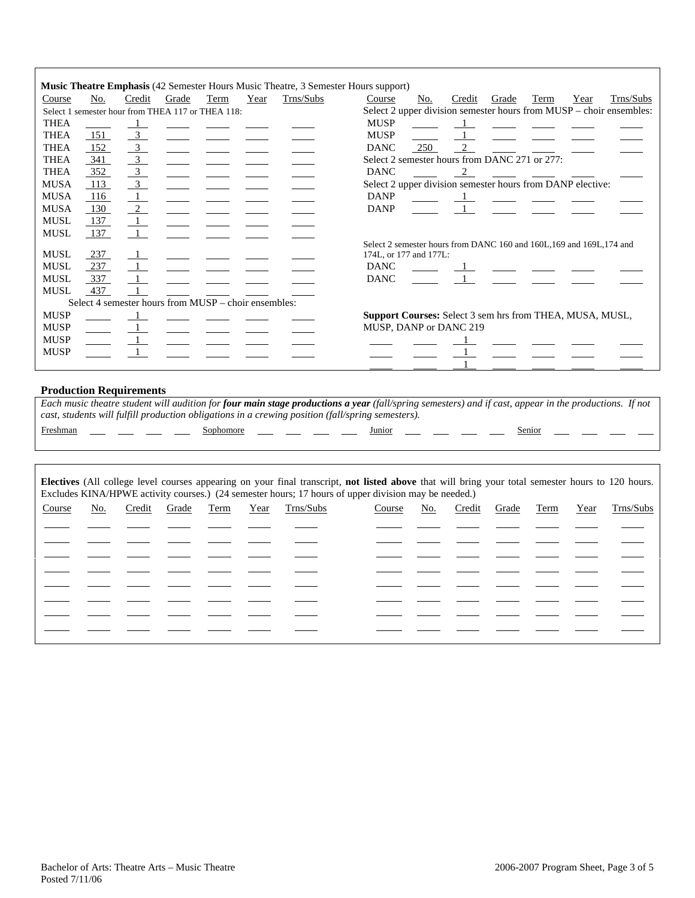**Music Theatre Emphasis** (42 Semester Hours Music Theatre, 3 Semester Hours support)

| Course | No. | Credit | Grade | Term | Year | Trns/Subs |
|---|---|---|---|---|---|---|
| Select 1 semester hour from THEA 117 or THEA 118: | | | | | | |
| THEA | | 1 | | | | |
| THEA | 151 | 3 | | | | |
| THEA | 152 | 3 | | | | |
| THEA | 341 | 3 | | | | |
| THEA | 352 | 3 | | | | |
| MUSA | 113 | 3 | | | | |
| MUSA | 116 | 1 | | | | |
| MUSA | 130 | 2 | | | | |
| MUSL | 137 | 1 | | | | |
| MUSL | 137 | 1 | | | | |
| MUSL | 237 | 1 | | | | |
| MUSL | 237 | 1 | | | | |
| MUSL | 337 | 1 | | | | |
| MUSL | 437 | 1 | | | | |
| Select 4 semester hours from MUSP – choir ensembles: | | | | | | |
| MUSP | | 1 | | | | |
| MUSP | | 1 | | | | |
| MUSP | | 1 | | | | |
| MUSP | | 1 | | | | |

| Course | No. | Credit | Grade | Term | Year | Trns/Subs |
|---|---|---|---|---|---|---|
| Select 2 upper division semester hours from MUSP – choir ensembles: | | | | | | |
| MUSP | | 1 | | | | |
| MUSP | | 1 | | | | |
| DANC | 250 | 2 | | | | |
| Select 2 semester hours from DANC 271 or 277: | | | | | | |
| DANC | | 2 | | | | |
| Select 2 upper division semester hours from DANP elective: | | | | | | |
| DANP | | 1 | | | | |
| DANP | | 1 | | | | |
| Select 2 semester hours from DANC 160 and 160L,169 and 169L,174 and 174L, or 177 and 177L: | | | | | | |
| DANC | | 1 | | | | |
| DANC | | 1 | | | | |
| **Support Courses:** Select 3 sem hrs from THEA, MUSA, MUSL, MUSP, DANP or DANC 219 | | | | | | |
| | | 1 | | | | |
| | | 1 | | | | |
| | | 1 | | | | |

### Production Requirements

*Each music theatre student will audition for **four main stage productions a year** (fall/spring semesters) and if cast, appear in the productions. If not cast, students will fulfill production obligations in a crewing position (fall/spring semesters).*

Freshman \_\_\_ \_\_\_ \_\_\_ \_\_\_ Sophomore \_\_\_ \_\_\_ \_\_\_ \_\_\_ Junior \_\_\_ \_\_\_ \_\_\_ \_\_\_ Senior \_\_\_ \_\_\_ \_\_\_ \_\_\_

**Electives** (All college level courses appearing on your final transcript, **not listed above** that will bring your total semester hours to 120 hours. Excludes KINA/HPWE activity courses.) (24 semester hours; 17 hours of upper division may be needed.)

| Course | No. | Credit | Grade | Term | Year | Trns/Subs | Course | No. | Credit | Grade | Term | Year | Trns/Subs |
|---|---|---|---|---|---|---|---|---|---|---|---|---|---|
| | | | | | | | | | | | | | |
| | | | | | | | | | | | | | |
| | | | | | | | | | | | | | |
| | | | | | | | | | | | | | |
| | | | | | | | | | | | | | |
| | | | | | | | | | | | | | |
| | | | | | | | | | | | | | |
| | | | | | | | | | | | | | |

Bachelor of Arts: Theatre Arts – Music Theatre
Posted 7/11/06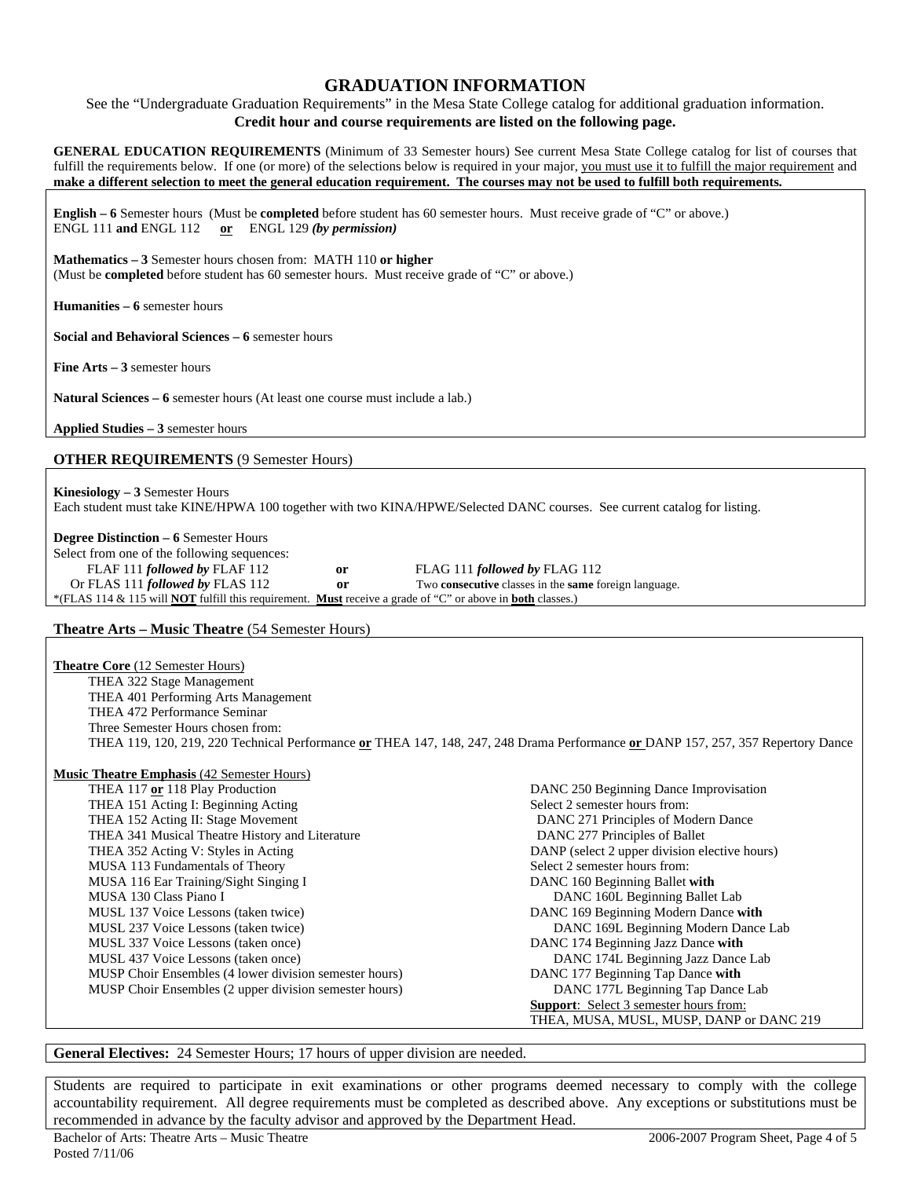## GRADUATION INFORMATION

See the "Undergraduate Graduation Requirements" in the Mesa State College catalog for additional graduation information.
**Credit hour and course requirements are listed on the following page.**

**GENERAL EDUCATION REQUIREMENTS** (Minimum of 33 Semester hours) See current Mesa State College catalog for list of courses that fulfill the requirements below. If one (or more) of the selections below is required in your major, <u>you must use it to fulfill the major requirement</u> and **make a different selection to meet the general education requirement. The courses may not be used to fulfill both requirements.**

**English – 6** Semester hours (Must be **completed** before student has 60 semester hours. Must receive grade of "C" or above.)
ENGL 111 **and** ENGL 112 **<u>or</u>** ENGL 129 ***(by permission)***

**Mathematics – 3** Semester hours chosen from: MATH 110 **or higher**
(Must be **completed** before student has 60 semester hours. Must receive grade of "C" or above.)

**Humanities – 6** semester hours

**Social and Behavioral Sciences – 6** semester hours

**Fine Arts – 3** semester hours

**Natural Sciences – 6** semester hours (At least one course must include a lab.)

**Applied Studies – 3** semester hours

### OTHER REQUIREMENTS (9 Semester Hours)

**Kinesiology – 3** Semester Hours
Each student must take KINE/HPWA 100 together with two KINA/HPWE/Selected DANC courses. See current catalog for listing.

**Degree Distinction – 6** Semester Hours
Select from one of the following sequences:

- FLAF 111 ***followed by*** FLAF 112 **or** FLAG 111 ***followed by*** FLAG 112
- Or FLAS 111 ***followed by*** FLAS 112 **or** Two **consecutive** classes in the **same** foreign language.

*(FLAS 114 & 115 will **<u>NOT</u>** fulfill this requirement. **<u>Must</u>** receive a grade of "C" or above in **<u>both</u>** classes.)

### Theatre Arts – Music Theatre (54 Semester Hours)

**<u>Theatre Core</u>** <u>(12 Semester Hours)</u>

- THEA 322 Stage Management
- THEA 401 Performing Arts Management
- THEA 472 Performance Seminar
- Three Semester Hours chosen from:
  THEA 119, 120, 219, 220 Technical Performance **<u>or</u>** THEA 147, 148, 247, 248 Drama Performance **<u>or</u>** DANP 157, 257, 357 Repertory Dance

**<u>Music Theatre Emphasis</u>** <u>(42 Semester Hours)</u>

- THEA 117 **<u>or</u>** 118 Play Production
- THEA 151 Acting I: Beginning Acting
- THEA 152 Acting II: Stage Movement
- THEA 341 Musical Theatre History and Literature
- THEA 352 Acting V: Styles in Acting
- MUSA 113 Fundamentals of Theory
- MUSA 116 Ear Training/Sight Singing I
- MUSA 130 Class Piano I
- MUSL 137 Voice Lessons (taken twice)
- MUSL 237 Voice Lessons (taken twice)
- MUSL 337 Voice Lessons (taken once)
- MUSL 437 Voice Lessons (taken once)
- MUSP Choir Ensembles (4 lower division semester hours)
- MUSP Choir Ensembles (2 upper division semester hours)
- DANC 250 Beginning Dance Improvisation
- Select 2 semester hours from:
  - DANC 271 Principles of Modern Dance
  - DANC 277 Principles of Ballet
- DANP (select 2 upper division elective hours)
- Select 2 semester hours from:
  - DANC 160 Beginning Ballet **with** DANC 160L Beginning Ballet Lab
  - DANC 169 Beginning Modern Dance **with** DANC 169L Beginning Modern Dance Lab
  - DANC 174 Beginning Jazz Dance **with** DANC 174L Beginning Jazz Dance Lab
  - DANC 177 Beginning Tap Dance **with** DANC 177L Beginning Tap Dance Lab

**<u>Support</u>**: Select 3 semester hours from:
THEA, MUSA, MUSL, MUSP, DANP or DANC 219

**General Electives:** 24 Semester Hours; 17 hours of upper division are needed.

Students are required to participate in exit examinations or other programs deemed necessary to comply with the college accountability requirement. All degree requirements must be completed as described above. Any exceptions or substitutions must be recommended in advance by the faculty advisor and approved by the Department Head.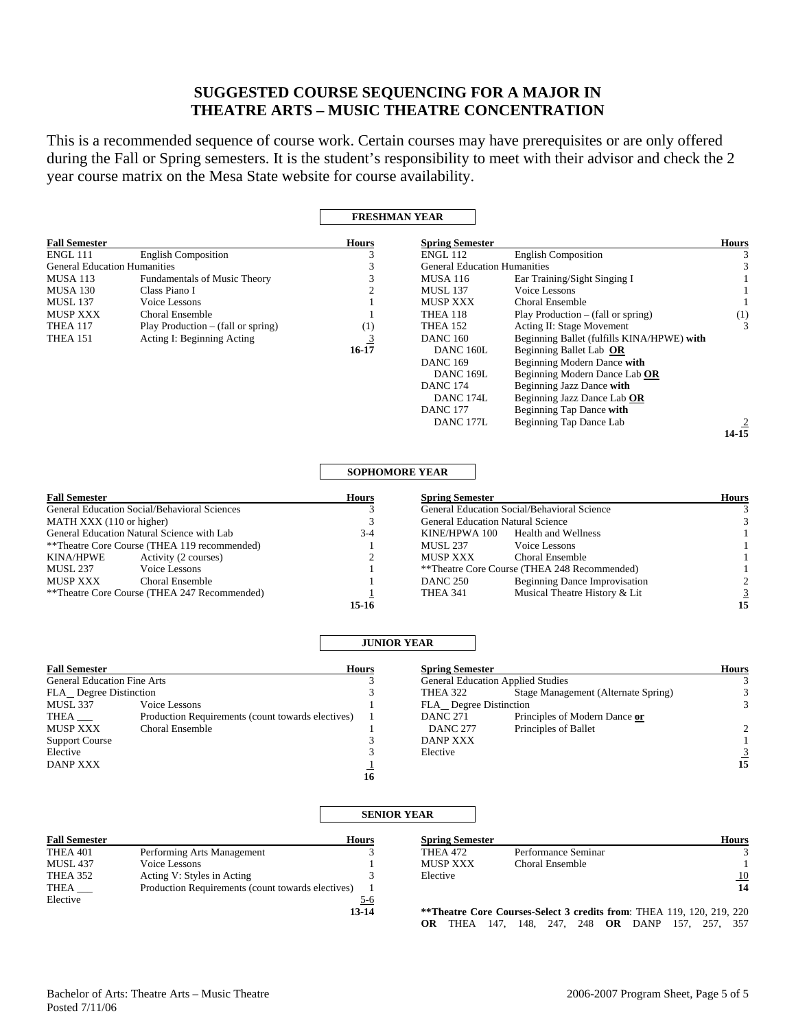# SUGGESTED COURSE SEQUENCING FOR A MAJOR IN THEATRE ARTS – MUSIC THEATRE CONCENTRATION

This is a recommended sequence of course work. Certain courses may have prerequisites or are only offered during the Fall or Spring semesters. It is the student's responsibility to meet with their advisor and check the 2 year course matrix on the Mesa State website for course availability.

## FRESHMAN YEAR

| Fall Semester | | Hours |
|---|---|---|
| ENGL 111 | English Composition | 3 |
| General Education Humanities | | 3 |
| MUSA 113 | Fundamentals of Music Theory | 3 |
| MUSA 130 | Class Piano I | 2 |
| MUSL 137 | Voice Lessons | 1 |
| MUSP XXX | Choral Ensemble | 1 |
| THEA 117 | Play Production – (fall or spring) | (1) |
| THEA 151 | Acting I: Beginning Acting | 3 |
| | | **16-17** |

| Spring Semester | | Hours |
|---|---|---|
| ENGL 112 | English Composition | 3 |
| General Education Humanities | | 3 |
| MUSA 116 | Ear Training/Sight Singing I | 1 |
| MUSL 137 | Voice Lessons | 1 |
| MUSP XXX | Choral Ensemble | 1 |
| THEA 118 | Play Production – (fall or spring) | (1) |
| THEA 152 | Acting II: Stage Movement | 3 |
| DANC 160 | Beginning Ballet (fulfills KINA/HPWE) **with** | |
| DANC 160L | Beginning Ballet Lab **OR** | |
| DANC 169 | Beginning Modern Dance **with** | |
| DANC 169L | Beginning Modern Dance Lab **OR** | |
| DANC 174 | Beginning Jazz Dance **with** | |
| DANC 174L | Beginning Jazz Dance Lab **OR** | |
| DANC 177 | Beginning Tap Dance **with** | |
| DANC 177L | Beginning Tap Dance Lab | 2 |
| | | **14-15** |

## SOPHOMORE YEAR

| Fall Semester | | Hours |
|---|---|---|
| General Education Social/Behavioral Sciences | | 3 |
| MATH XXX (110 or higher) | | 3 |
| General Education Natural Science with Lab | | 3-4 |
| **Theatre Core Course (THEA 119 recommended) | | 1 |
| KINA/HPWE | Activity (2 courses) | 2 |
| MUSL 237 | Voice Lessons | 1 |
| MUSP XXX | Choral Ensemble | 1 |
| **Theatre Core Course (THEA 247 Recommended) | | 1 |
| | | **15-16** |

| Spring Semester | | Hours |
|---|---|---|
| General Education Social/Behavioral Science | | 3 |
| General Education Natural Science | | 3 |
| KINE/HPWA 100 | Health and Wellness | 1 |
| MUSL 237 | Voice Lessons | 1 |
| MUSP XXX | Choral Ensemble | 1 |
| **Theatre Core Course (THEA 248 Recommended) | | 1 |
| DANC 250 | Beginning Dance Improvisation | 2 |
| THEA 341 | Musical Theatre History & Lit | 3 |
| | | **15** |

## JUNIOR YEAR

| Fall Semester | | Hours |
|---|---|---|
| General Education Fine Arts | | 3 |
| FLA_ Degree Distinction | | 3 |
| MUSL 337 | Voice Lessons | 1 |
| THEA ___ | Production Requirements (count towards electives) | 1 |
| MUSP XXX | Choral Ensemble | 1 |
| Support Course | | 3 |
| Elective | | 3 |
| DANP XXX | | 1 |
| | | **16** |

| Spring Semester | | Hours |
|---|---|---|
| General Education Applied Studies | | 3 |
| THEA 322 | Stage Management (Alternate Spring) | 3 |
| FLA_ Degree Distinction | | 3 |
| DANC 271 | Principles of Modern Dance **or** | |
| DANC 277 | Principles of Ballet | 2 |
| DANP XXX | | 1 |
| Elective | | 3 |
| | | **15** |

## SENIOR YEAR

| Fall Semester | | Hours |
|---|---|---|
| THEA 401 | Performing Arts Management | 3 |
| MUSL 437 | Voice Lessons | 1 |
| THEA 352 | Acting V: Styles in Acting | 3 |
| THEA ___ | Production Requirements (count towards electives) | 1 |
| Elective | | 5-6 |
| | | **13-14** |

| Spring Semester | | Hours |
|---|---|---|
| THEA 472 | Performance Seminar | 3 |
| MUSP XXX | Choral Ensemble | 1 |
| Elective | | 10 |
| | | **14** |

****Theatre Core Courses-Select 3 credits from**: THEA 119, 120, 219, 220 **OR** THEA 147, 148, 247, 248 **OR** DANP 157, 257, 357

Bachelor of Arts: Theatre Arts – Music Theatre
Posted 7/11/06